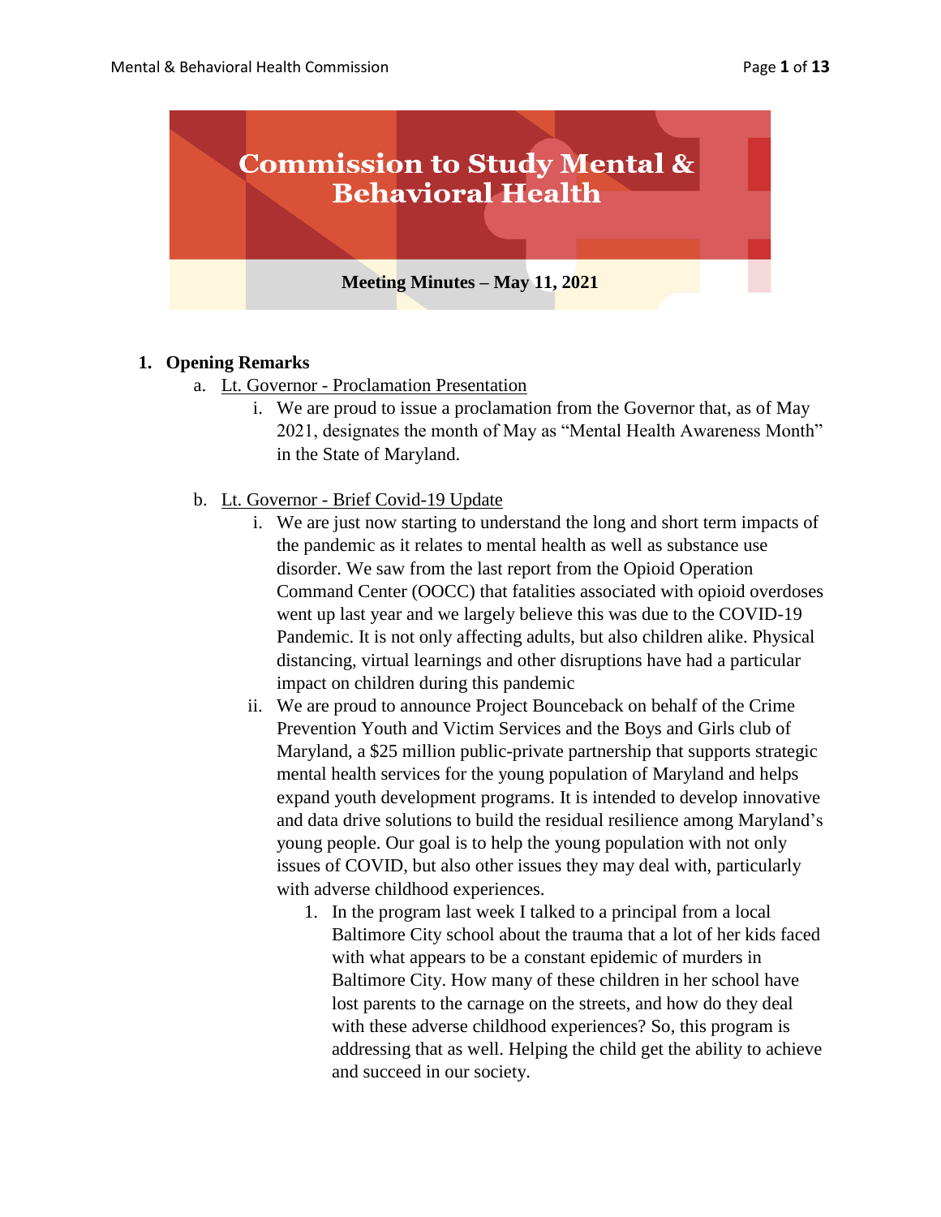# Commission to Study Mental & Behavioral Health

**Meeting Minutes – May 11, 2021**

1. **Opening Remarks**
   a. Lt. Governor - Proclamation Presentation
      i. We are proud to issue a proclamation from the Governor that, as of May 2021, designates the month of May as "Mental Health Awareness Month" in the State of Maryland.

   b. Lt. Governor - Brief Covid-19 Update
      i. We are just now starting to understand the long and short term impacts of the pandemic as it relates to mental health as well as substance use disorder. We saw from the last report from the Opioid Operation Command Center (OOCC) that fatalities associated with opioid overdoses went up last year and we largely believe this was due to the COVID-19 Pandemic. It is not only affecting adults, but also children alike. Physical distancing, virtual learnings and other disruptions have had a particular impact on children during this pandemic
      ii. We are proud to announce Project Bounceback on behalf of the Crime Prevention Youth and Victim Services and the Boys and Girls club of Maryland, a $25 million public-private partnership that supports strategic mental health services for the young population of Maryland and helps expand youth development programs. It is intended to develop innovative and data drive solutions to build the residual resilience among Maryland's young people. Our goal is to help the young population with not only issues of COVID, but also other issues they may deal with, particularly with adverse childhood experiences.
         1. In the program last week I talked to a principal from a local Baltimore City school about the trauma that a lot of her kids faced with what appears to be a constant epidemic of murders in Baltimore City. How many of these children in her school have lost parents to the carnage on the streets, and how do they deal with these adverse childhood experiences? So, this program is addressing that as well. Helping the child get the ability to achieve and succeed in our society.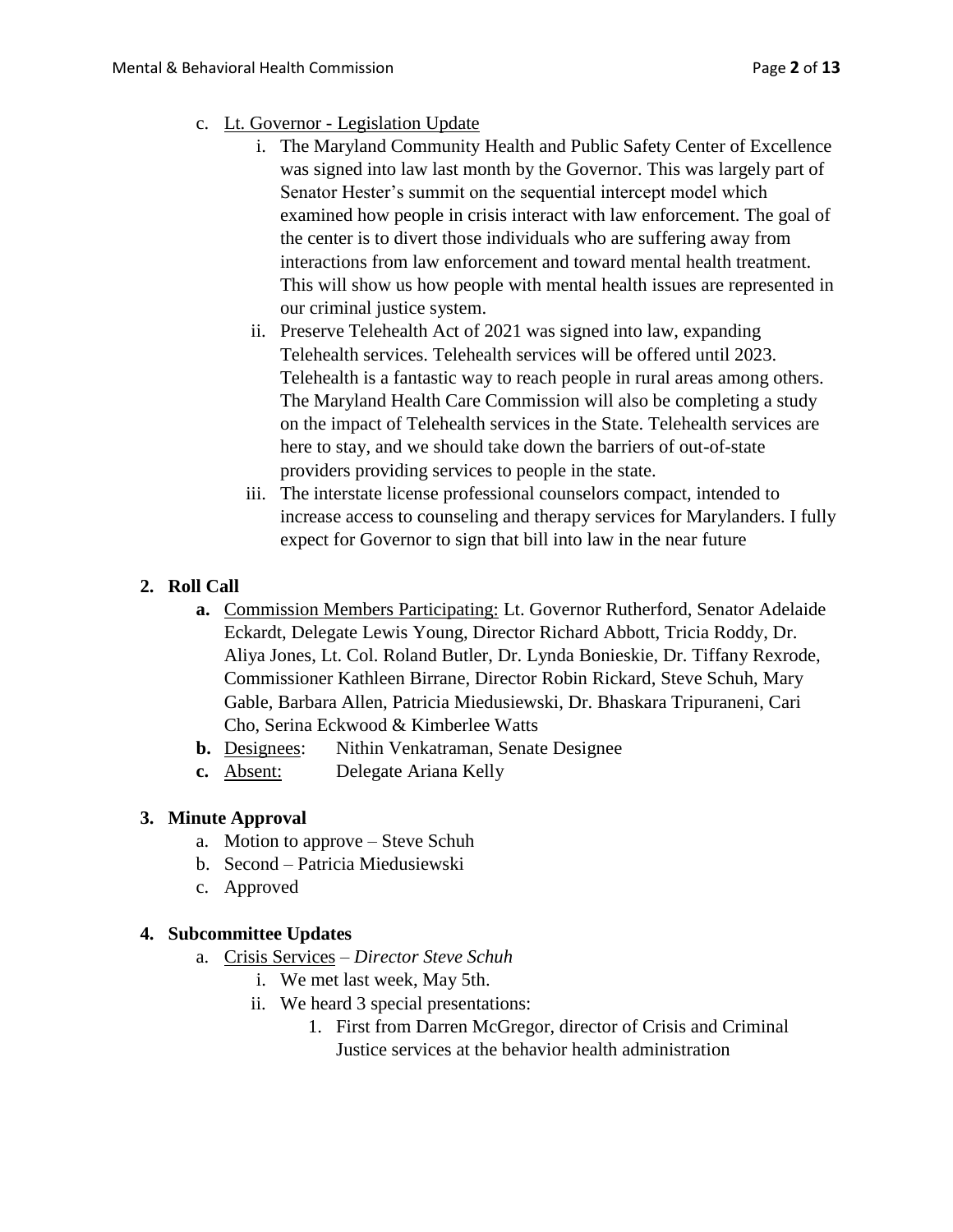c. Lt. Governor - Legislation Update
   i. The Maryland Community Health and Public Safety Center of Excellence was signed into law last month by the Governor. This was largely part of Senator Hester's summit on the sequential intercept model which examined how people in crisis interact with law enforcement. The goal of the center is to divert those individuals who are suffering away from interactions from law enforcement and toward mental health treatment. This will show us how people with mental health issues are represented in our criminal justice system.
   ii. Preserve Telehealth Act of 2021 was signed into law, expanding Telehealth services. Telehealth services will be offered until 2023. Telehealth is a fantastic way to reach people in rural areas among others. The Maryland Health Care Commission will also be completing a study on the impact of Telehealth services in the State. Telehealth services are here to stay, and we should take down the barriers of out-of-state providers providing services to people in the state.
   iii. The interstate license professional counselors compact, intended to increase access to counseling and therapy services for Marylanders. I fully expect for Governor to sign that bill into law in the near future

**2. Roll Call**

**a.** Commission Members Participating: Lt. Governor Rutherford, Senator Adelaide Eckardt, Delegate Lewis Young, Director Richard Abbott, Tricia Roddy, Dr. Aliya Jones, Lt. Col. Roland Butler, Dr. Lynda Bonieskie, Dr. Tiffany Rexrode, Commissioner Kathleen Birrane, Director Robin Rickard, Steve Schuh, Mary Gable, Barbara Allen, Patricia Miedusiewski, Dr. Bhaskara Tripuraneni, Cari Cho, Serina Eckwood & Kimberlee Watts

**b.** Designees: Nithin Venkatraman, Senate Designee

**c.** Absent: Delegate Ariana Kelly

**3. Minute Approval**

a. Motion to approve – Steve Schuh
b. Second – Patricia Miedusiewski
c. Approved

**4. Subcommittee Updates**

a. Crisis Services – *Director Steve Schuh*
   i. We met last week, May 5th.
   ii. We heard 3 special presentations:
      1. First from Darren McGregor, director of Crisis and Criminal Justice services at the behavior health administration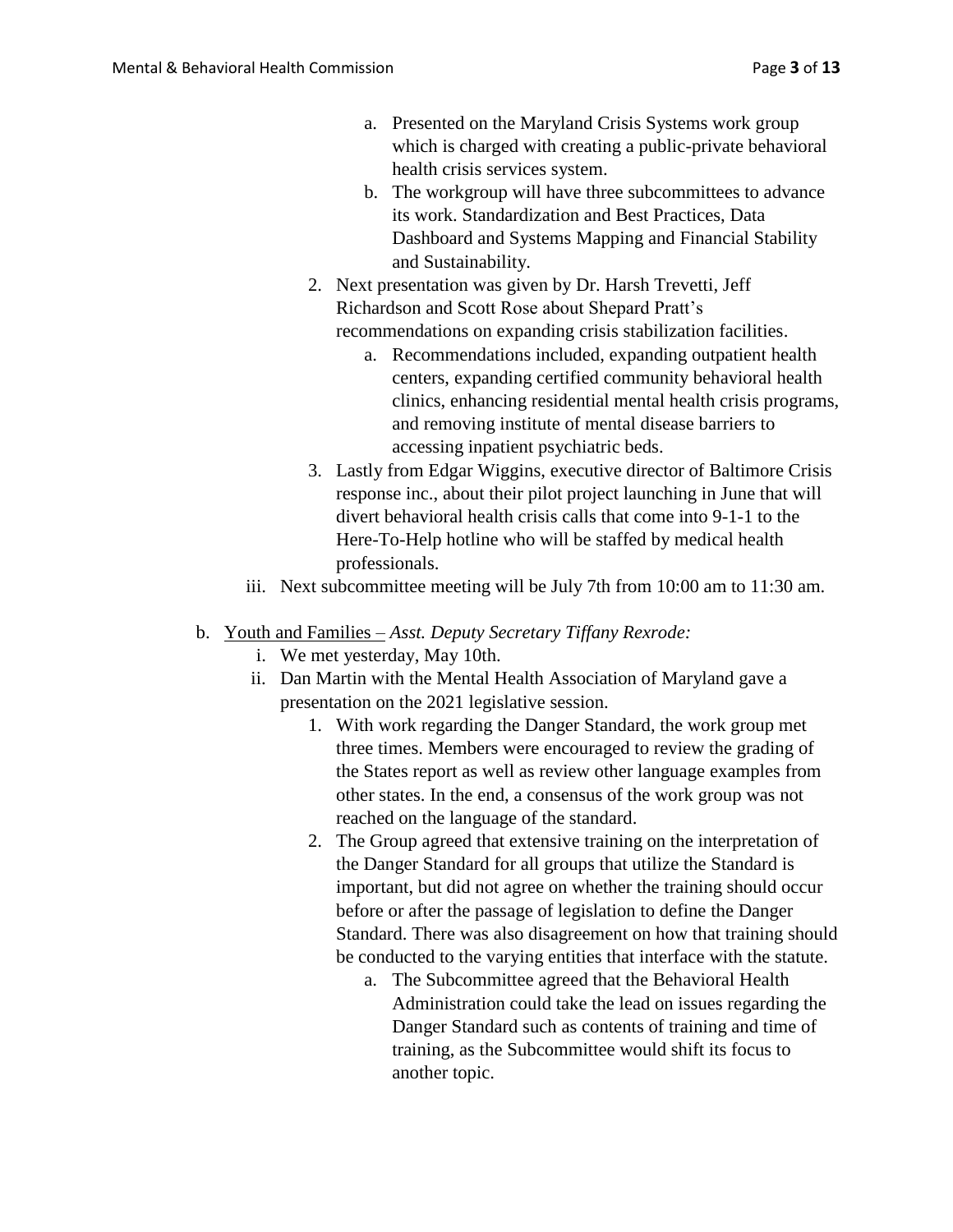a. Presented on the Maryland Crisis Systems work group which is charged with creating a public-private behavioral health crisis services system.
   b. The workgroup will have three subcommittees to advance its work. Standardization and Best Practices, Data Dashboard and Systems Mapping and Financial Stability and Sustainability.

2. Next presentation was given by Dr. Harsh Trevetti, Jeff Richardson and Scott Rose about Shepard Pratt's recommendations on expanding crisis stabilization facilities.
   a. Recommendations included, expanding outpatient health centers, expanding certified community behavioral health clinics, enhancing residential mental health crisis programs, and removing institute of mental disease barriers to accessing inpatient psychiatric beds.
3. Lastly from Edgar Wiggins, executive director of Baltimore Crisis response inc., about their pilot project launching in June that will divert behavioral health crisis calls that come into 9-1-1 to the Here-To-Help hotline who will be staffed by medical health professionals.

iii. Next subcommittee meeting will be July 7th from 10:00 am to 11:30 am.

b. <u>Youth and Families</u> – *Asst. Deputy Secretary Tiffany Rexrode:*

   i. We met yesterday, May 10th.

   ii. Dan Martin with the Mental Health Association of Maryland gave a presentation on the 2021 legislative session.

   1. With work regarding the Danger Standard, the work group met three times. Members were encouraged to review the grading of the States report as well as review other language examples from other states. In the end, a consensus of the work group was not reached on the language of the standard.
   2. The Group agreed that extensive training on the interpretation of the Danger Standard for all groups that utilize the Standard is important, but did not agree on whether the training should occur before or after the passage of legislation to define the Danger Standard. There was also disagreement on how that training should be conducted to the varying entities that interface with the statute.
      a. The Subcommittee agreed that the Behavioral Health Administration could take the lead on issues regarding the Danger Standard such as contents of training and time of training, as the Subcommittee would shift its focus to another topic.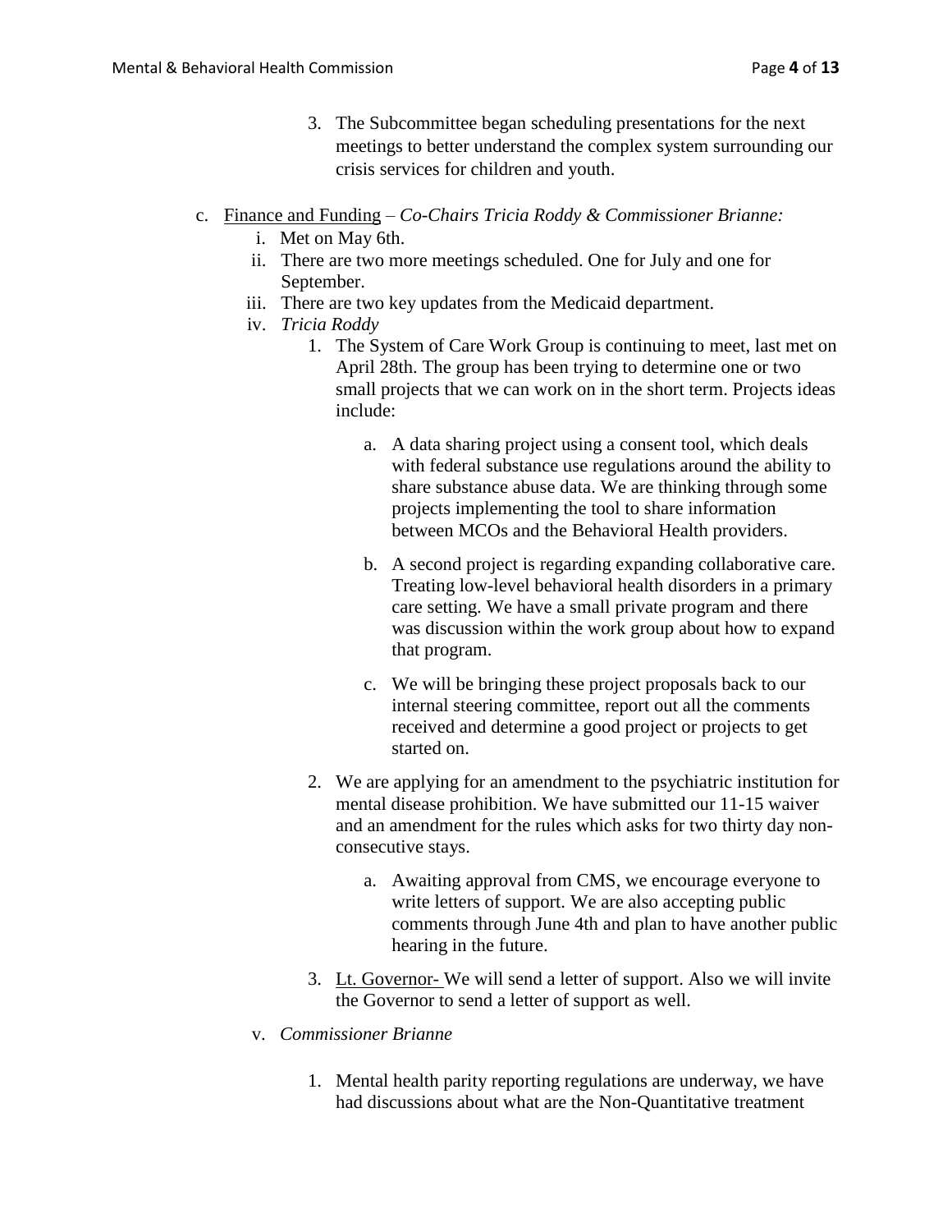3. The Subcommittee began scheduling presentations for the next meetings to better understand the complex system surrounding our crisis services for children and youth.

c. Finance and Funding – *Co-Chairs Tricia Roddy & Commissioner Brianne:*
   i. Met on May 6th.
   ii. There are two more meetings scheduled. One for July and one for September.
   iii. There are two key updates from the Medicaid department.
   iv. *Tricia Roddy*
      1. The System of Care Work Group is continuing to meet, last met on April 28th. The group has been trying to determine one or two small projects that we can work on in the short term. Projects ideas include:
         a. A data sharing project using a consent tool, which deals with federal substance use regulations around the ability to share substance abuse data. We are thinking through some projects implementing the tool to share information between MCOs and the Behavioral Health providers.
         b. A second project is regarding expanding collaborative care. Treating low-level behavioral health disorders in a primary care setting. We have a small private program and there was discussion within the work group about how to expand that program.
         c. We will be bringing these project proposals back to our internal steering committee, report out all the comments received and determine a good project or projects to get started on.
      2. We are applying for an amendment to the psychiatric institution for mental disease prohibition. We have submitted our 11-15 waiver and an amendment for the rules which asks for two thirty day non-consecutive stays.
         a. Awaiting approval from CMS, we encourage everyone to write letters of support. We are also accepting public comments through June 4th and plan to have another public hearing in the future.
      3. Lt. Governor- We will send a letter of support. Also we will invite the Governor to send a letter of support as well.
   v. *Commissioner Brianne*
      1. Mental health parity reporting regulations are underway, we have had discussions about what are the Non-Quantitative treatment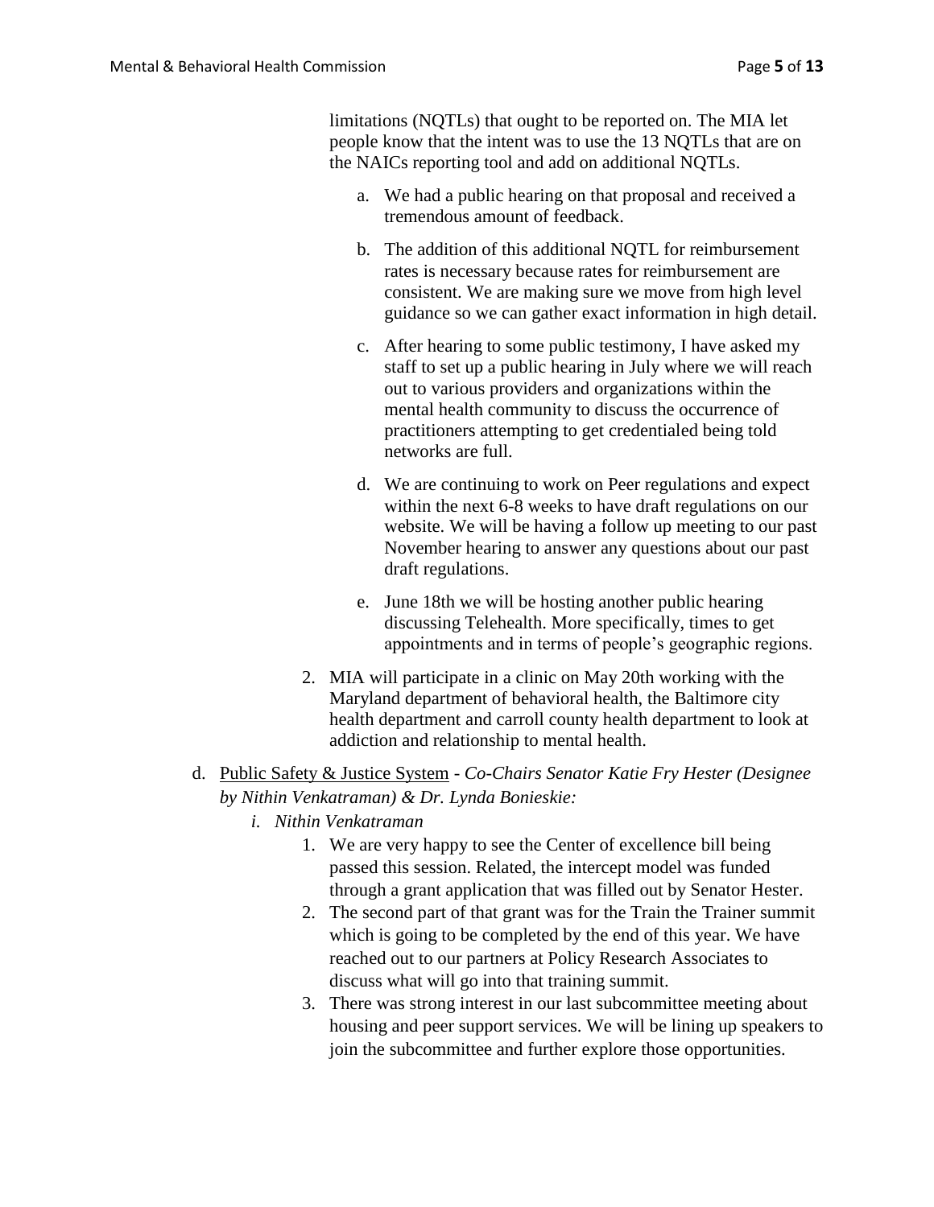limitations (NQTLs) that ought to be reported on. The MIA let people know that the intent was to use the 13 NQTLs that are on the NAICs reporting tool and add on additional NQTLs.

   a. We had a public hearing on that proposal and received a tremendous amount of feedback.

   b. The addition of this additional NQTL for reimbursement rates is necessary because rates for reimbursement are consistent. We are making sure we move from high level guidance so we can gather exact information in high detail.

   c. After hearing to some public testimony, I have asked my staff to set up a public hearing in July where we will reach out to various providers and organizations within the mental health community to discuss the occurrence of practitioners attempting to get credentialed being told networks are full.

   d. We are continuing to work on Peer regulations and expect within the next 6-8 weeks to have draft regulations on our website. We will be having a follow up meeting to our past November hearing to answer any questions about our past draft regulations.

   e. June 18th we will be hosting another public hearing discussing Telehealth. More specifically, times to get appointments and in terms of people's geographic regions.

2. MIA will participate in a clinic on May 20th working with the Maryland department of behavioral health, the Baltimore city health department and carroll county health department to look at addiction and relationship to mental health.

d. Public Safety & Justice System - *Co-Chairs Senator Katie Fry Hester (Designee by Nithin Venkatraman) & Dr. Lynda Bonieskie:*

   *i. Nithin Venkatraman*

   1. We are very happy to see the Center of excellence bill being passed this session. Related, the intercept model was funded through a grant application that was filled out by Senator Hester.
   2. The second part of that grant was for the Train the Trainer summit which is going to be completed by the end of this year. We have reached out to our partners at Policy Research Associates to discuss what will go into that training summit.
   3. There was strong interest in our last subcommittee meeting about housing and peer support services. We will be lining up speakers to join the subcommittee and further explore those opportunities.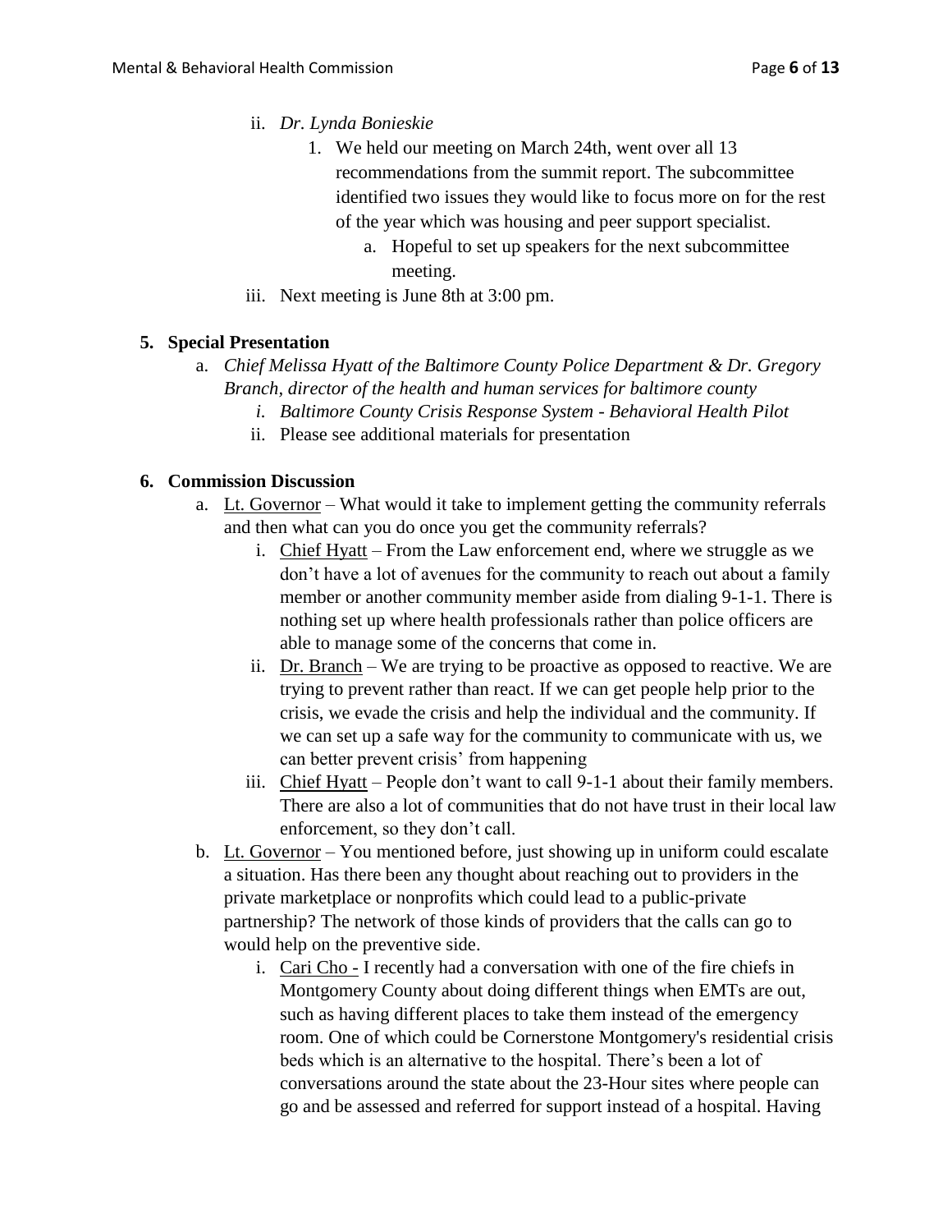- ii. *Dr. Lynda Bonieskie*
     1. We held our meeting on March 24th, went over all 13 recommendations from the summit report. The subcommittee identified two issues they would like to focus more on for the rest of the year which was housing and peer support specialist.
        - a. Hopeful to set up speakers for the next subcommittee meeting.
   - iii. Next meeting is June 8th at 3:00 pm.

**5. Special Presentation**

- a. *Chief Melissa Hyatt of the Baltimore County Police Department & Dr. Gregory Branch, director of the health and human services for baltimore county*
  - *i. Baltimore County Crisis Response System - Behavioral Health Pilot*
  - ii. Please see additional materials for presentation

**6. Commission Discussion**

- a. <u>Lt. Governor</u> – What would it take to implement getting the community referrals and then what can you do once you get the community referrals?
  - i. <u>Chief Hyatt</u> – From the Law enforcement end, where we struggle as we don't have a lot of avenues for the community to reach out about a family member or another community member aside from dialing 9-1-1. There is nothing set up where health professionals rather than police officers are able to manage some of the concerns that come in.
  - ii. <u>Dr. Branch</u> – We are trying to be proactive as opposed to reactive. We are trying to prevent rather than react. If we can get people help prior to the crisis, we evade the crisis and help the individual and the community. If we can set up a safe way for the community to communicate with us, we can better prevent crisis' from happening
  - iii. <u>Chief Hyatt</u> – People don't want to call 9-1-1 about their family members. There are also a lot of communities that do not have trust in their local law enforcement, so they don't call.
- b. <u>Lt. Governor</u> – You mentioned before, just showing up in uniform could escalate a situation. Has there been any thought about reaching out to providers in the private marketplace or nonprofits which could lead to a public-private partnership? The network of those kinds of providers that the calls can go to would help on the preventive side.
  - i. <u>Cari Cho -</u> I recently had a conversation with one of the fire chiefs in Montgomery County about doing different things when EMTs are out, such as having different places to take them instead of the emergency room. One of which could be Cornerstone Montgomery's residential crisis beds which is an alternative to the hospital. There's been a lot of conversations around the state about the 23-Hour sites where people can go and be assessed and referred for support instead of a hospital. Having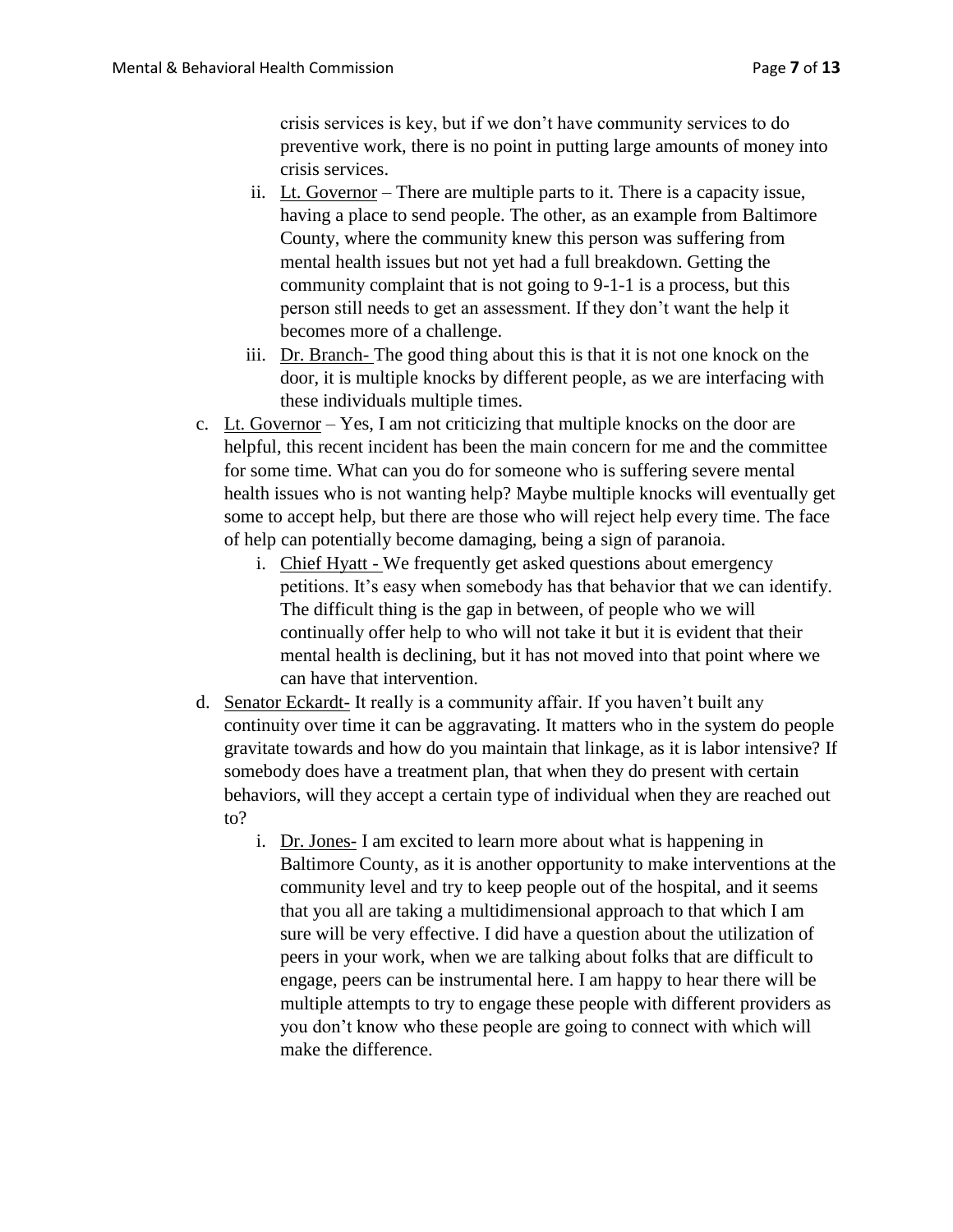crisis services is key, but if we don't have community services to do preventive work, there is no point in putting large amounts of money into crisis services.

ii. <u>Lt. Governor</u> – There are multiple parts to it. There is a capacity issue, having a place to send people. The other, as an example from Baltimore County, where the community knew this person was suffering from mental health issues but not yet had a full breakdown. Getting the community complaint that is not going to 9-1-1 is a process, but this person still needs to get an assessment. If they don't want the help it becomes more of a challenge.

iii. <u>Dr. Branch-</u> The good thing about this is that it is not one knock on the door, it is multiple knocks by different people, as we are interfacing with these individuals multiple times.

c. <u>Lt. Governor</u> – Yes, I am not criticizing that multiple knocks on the door are helpful, this recent incident has been the main concern for me and the committee for some time. What can you do for someone who is suffering severe mental health issues who is not wanting help? Maybe multiple knocks will eventually get some to accept help, but there are those who will reject help every time. The face of help can potentially become damaging, being a sign of paranoia.

   i. <u>Chief Hyatt -</u> We frequently get asked questions about emergency petitions. It's easy when somebody has that behavior that we can identify. The difficult thing is the gap in between, of people who we will continually offer help to who will not take it but it is evident that their mental health is declining, but it has not moved into that point where we can have that intervention.

d. <u>Senator Eckardt-</u> It really is a community affair. If you haven't built any continuity over time it can be aggravating. It matters who in the system do people gravitate towards and how do you maintain that linkage, as it is labor intensive? If somebody does have a treatment plan, that when they do present with certain behaviors, will they accept a certain type of individual when they are reached out to?

   i. <u>Dr. Jones-</u> I am excited to learn more about what is happening in Baltimore County, as it is another opportunity to make interventions at the community level and try to keep people out of the hospital, and it seems that you all are taking a multidimensional approach to that which I am sure will be very effective. I did have a question about the utilization of peers in your work, when we are talking about folks that are difficult to engage, peers can be instrumental here. I am happy to hear there will be multiple attempts to try to engage these people with different providers as you don't know who these people are going to connect with which will make the difference.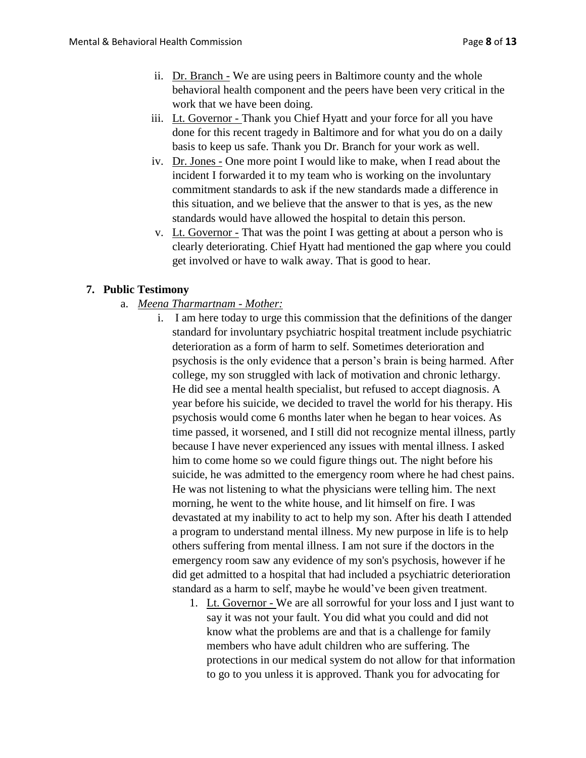ii. Dr. Branch - We are using peers in Baltimore county and the whole behavioral health component and the peers have been very critical in the work that we have been doing.

iii. Lt. Governor - Thank you Chief Hyatt and your force for all you have done for this recent tragedy in Baltimore and for what you do on a daily basis to keep us safe. Thank you Dr. Branch for your work as well.

iv. Dr. Jones - One more point I would like to make, when I read about the incident I forwarded it to my team who is working on the involuntary commitment standards to ask if the new standards made a difference in this situation, and we believe that the answer to that is yes, as the new standards would have allowed the hospital to detain this person.

v. Lt. Governor - That was the point I was getting at about a person who is clearly deteriorating. Chief Hyatt had mentioned the gap where you could get involved or have to walk away. That is good to hear.

**7. Public Testimony**

a. *Meena Tharmartnam - Mother:*

i. I am here today to urge this commission that the definitions of the danger standard for involuntary psychiatric hospital treatment include psychiatric deterioration as a form of harm to self. Sometimes deterioration and psychosis is the only evidence that a person's brain is being harmed. After college, my son struggled with lack of motivation and chronic lethargy. He did see a mental health specialist, but refused to accept diagnosis. A year before his suicide, we decided to travel the world for his therapy. His psychosis would come 6 months later when he began to hear voices. As time passed, it worsened, and I still did not recognize mental illness, partly because I have never experienced any issues with mental illness. I asked him to come home so we could figure things out. The night before his suicide, he was admitted to the emergency room where he had chest pains. He was not listening to what the physicians were telling him. The next morning, he went to the white house, and lit himself on fire. I was devastated at my inability to act to help my son. After his death I attended a program to understand mental illness. My new purpose in life is to help others suffering from mental illness. I am not sure if the doctors in the emergency room saw any evidence of my son's psychosis, however if he did get admitted to a hospital that had included a psychiatric deterioration standard as a harm to self, maybe he would've been given treatment.

1. Lt. Governor - We are all sorrowful for your loss and I just want to say it was not your fault. You did what you could and did not know what the problems are and that is a challenge for family members who have adult children who are suffering. The protections in our medical system do not allow for that information to go to you unless it is approved. Thank you for advocating for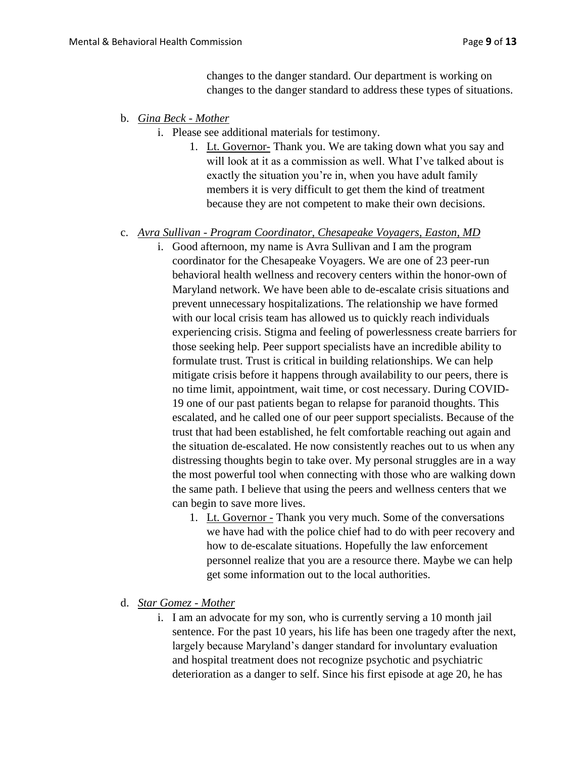changes to the danger standard. Our department is working on changes to the danger standard to address these types of situations.

b. *Gina Beck - Mother*

   i. Please see additional materials for testimony.

      1. Lt. Governor- Thank you. We are taking down what you say and will look at it as a commission as well. What I've talked about is exactly the situation you're in, when you have adult family members it is very difficult to get them the kind of treatment because they are not competent to make their own decisions.

c. *Avra Sullivan - Program Coordinator, Chesapeake Voyagers, Easton, MD*

   i. Good afternoon, my name is Avra Sullivan and I am the program coordinator for the Chesapeake Voyagers. We are one of 23 peer-run behavioral health wellness and recovery centers within the honor-own of Maryland network. We have been able to de-escalate crisis situations and prevent unnecessary hospitalizations. The relationship we have formed with our local crisis team has allowed us to quickly reach individuals experiencing crisis. Stigma and feeling of powerlessness create barriers for those seeking help. Peer support specialists have an incredible ability to formulate trust. Trust is critical in building relationships. We can help mitigate crisis before it happens through availability to our peers, there is no time limit, appointment, wait time, or cost necessary. During COVID-19 one of our past patients began to relapse for paranoid thoughts. This escalated, and he called one of our peer support specialists. Because of the trust that had been established, he felt comfortable reaching out again and the situation de-escalated. He now consistently reaches out to us when any distressing thoughts begin to take over. My personal struggles are in a way the most powerful tool when connecting with those who are walking down the same path. I believe that using the peers and wellness centers that we can begin to save more lives.

      1. Lt. Governor - Thank you very much. Some of the conversations we have had with the police chief had to do with peer recovery and how to de-escalate situations. Hopefully the law enforcement personnel realize that you are a resource there. Maybe we can help get some information out to the local authorities.

d. *Star Gomez - Mother*

   i. I am an advocate for my son, who is currently serving a 10 month jail sentence. For the past 10 years, his life has been one tragedy after the next, largely because Maryland's danger standard for involuntary evaluation and hospital treatment does not recognize psychotic and psychiatric deterioration as a danger to self. Since his first episode at age 20, he has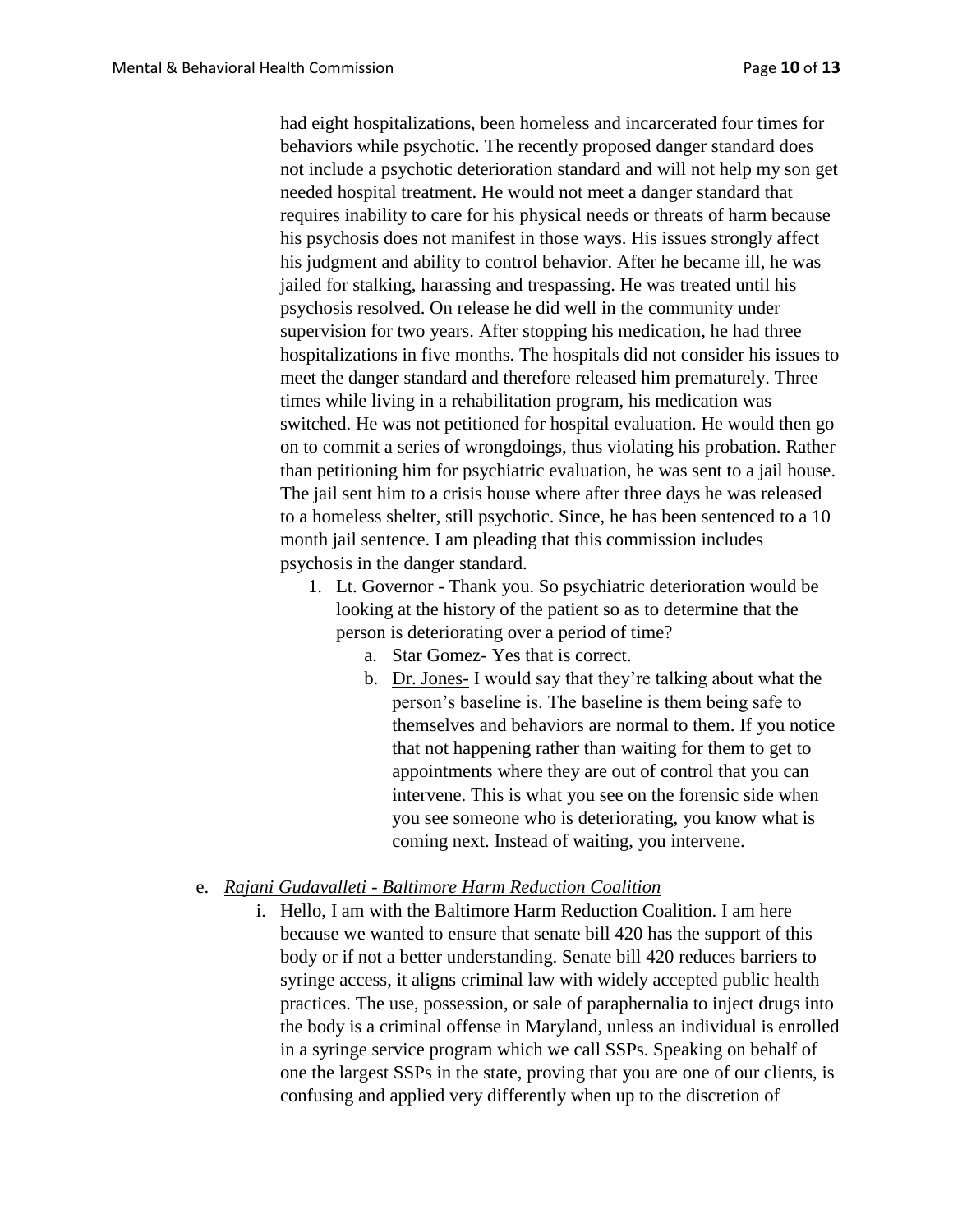had eight hospitalizations, been homeless and incarcerated four times for behaviors while psychotic. The recently proposed danger standard does not include a psychotic deterioration standard and will not help my son get needed hospital treatment. He would not meet a danger standard that requires inability to care for his physical needs or threats of harm because his psychosis does not manifest in those ways. His issues strongly affect his judgment and ability to control behavior. After he became ill, he was jailed for stalking, harassing and trespassing. He was treated until his psychosis resolved. On release he did well in the community under supervision for two years. After stopping his medication, he had three hospitalizations in five months. The hospitals did not consider his issues to meet the danger standard and therefore released him prematurely. Three times while living in a rehabilitation program, his medication was switched. He was not petitioned for hospital evaluation. He would then go on to commit a series of wrongdoings, thus violating his probation. Rather than petitioning him for psychiatric evaluation, he was sent to a jail house. The jail sent him to a crisis house where after three days he was released to a homeless shelter, still psychotic. Since, he has been sentenced to a 10 month jail sentence. I am pleading that this commission includes psychosis in the danger standard.

1. Lt. Governor - Thank you. So psychiatric deterioration would be looking at the history of the patient so as to determine that the person is deteriorating over a period of time?
    a. Star Gomez- Yes that is correct.
    b. Dr. Jones- I would say that they're talking about what the person's baseline is. The baseline is them being safe to themselves and behaviors are normal to them. If you notice that not happening rather than waiting for them to get to appointments where they are out of control that you can intervene. This is what you see on the forensic side when you see someone who is deteriorating, you know what is coming next. Instead of waiting, you intervene.

e. *Rajani Gudavalleti - Baltimore Harm Reduction Coalition*

   i. Hello, I am with the Baltimore Harm Reduction Coalition. I am here because we wanted to ensure that senate bill 420 has the support of this body or if not a better understanding. Senate bill 420 reduces barriers to syringe access, it aligns criminal law with widely accepted public health practices. The use, possession, or sale of paraphernalia to inject drugs into the body is a criminal offense in Maryland, unless an individual is enrolled in a syringe service program which we call SSPs. Speaking on behalf of one the largest SSPs in the state, proving that you are one of our clients, is confusing and applied very differently when up to the discretion of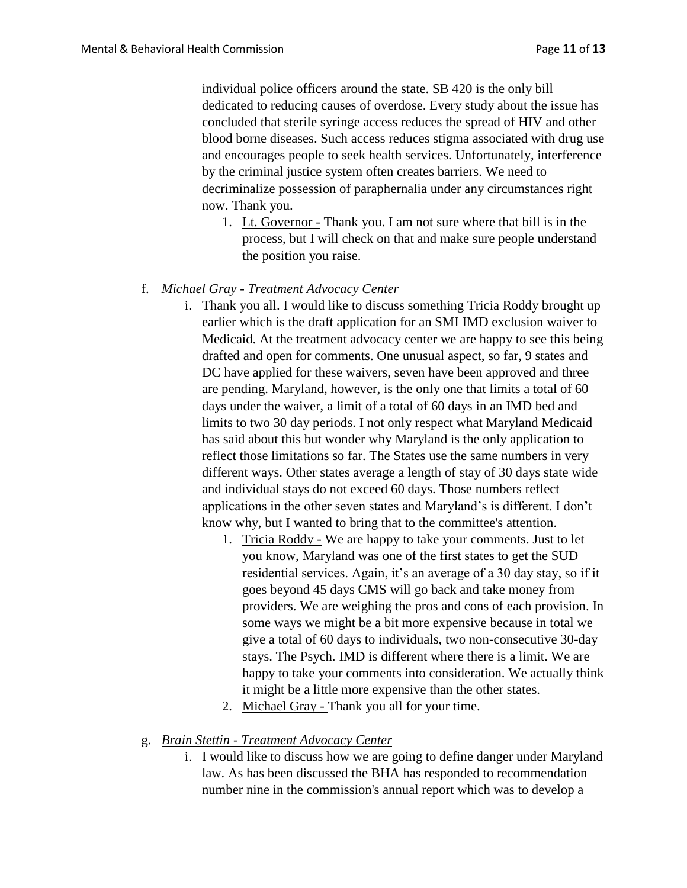individual police officers around the state. SB 420 is the only bill dedicated to reducing causes of overdose. Every study about the issue has concluded that sterile syringe access reduces the spread of HIV and other blood borne diseases. Such access reduces stigma associated with drug use and encourages people to seek health services. Unfortunately, interference by the criminal justice system often creates barriers. We need to decriminalize possession of paraphernalia under any circumstances right now. Thank you.

1. Lt. Governor - Thank you. I am not sure where that bill is in the process, but I will check on that and make sure people understand the position you raise.

f. *Michael Gray - Treatment Advocacy Center*

i. Thank you all. I would like to discuss something Tricia Roddy brought up earlier which is the draft application for an SMI IMD exclusion waiver to Medicaid. At the treatment advocacy center we are happy to see this being drafted and open for comments. One unusual aspect, so far, 9 states and DC have applied for these waivers, seven have been approved and three are pending. Maryland, however, is the only one that limits a total of 60 days under the waiver, a limit of a total of 60 days in an IMD bed and limits to two 30 day periods. I not only respect what Maryland Medicaid has said about this but wonder why Maryland is the only application to reflect those limitations so far. The States use the same numbers in very different ways. Other states average a length of stay of 30 days state wide and individual stays do not exceed 60 days. Those numbers reflect applications in the other seven states and Maryland's is different. I don't know why, but I wanted to bring that to the committee's attention.

1. Tricia Roddy - We are happy to take your comments. Just to let you know, Maryland was one of the first states to get the SUD residential services. Again, it's an average of a 30 day stay, so if it goes beyond 45 days CMS will go back and take money from providers. We are weighing the pros and cons of each provision. In some ways we might be a bit more expensive because in total we give a total of 60 days to individuals, two non-consecutive 30-day stays. The Psych. IMD is different where there is a limit. We are happy to take your comments into consideration. We actually think it might be a little more expensive than the other states.
2. Michael Gray - Thank you all for your time.

g. *Brain Stettin - Treatment Advocacy Center*

i. I would like to discuss how we are going to define danger under Maryland law. As has been discussed the BHA has responded to recommendation number nine in the commission's annual report which was to develop a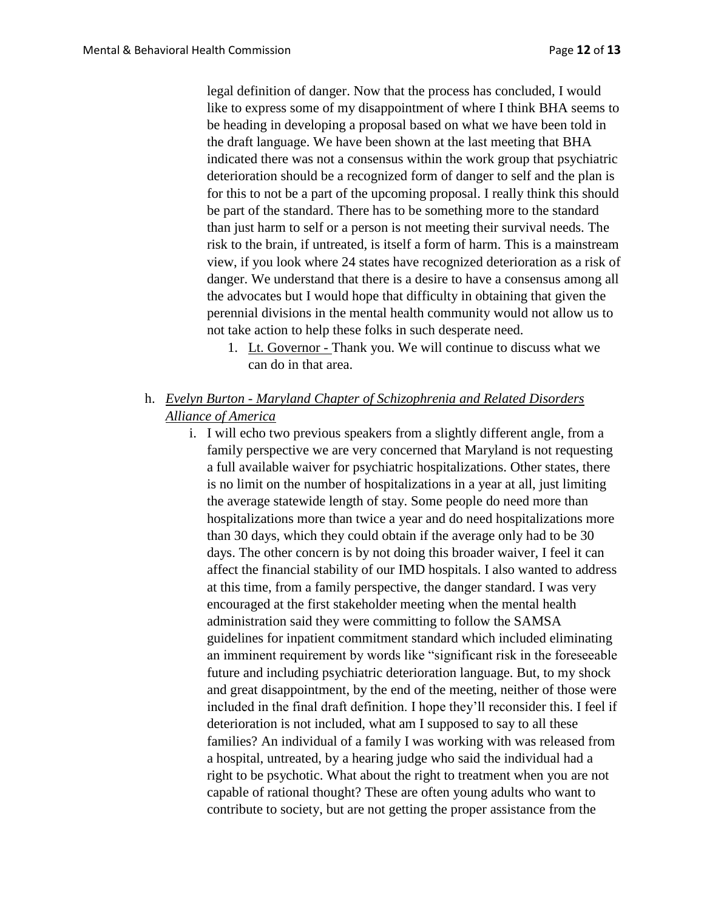legal definition of danger. Now that the process has concluded, I would like to express some of my disappointment of where I think BHA seems to be heading in developing a proposal based on what we have been told in the draft language. We have been shown at the last meeting that BHA indicated there was not a consensus within the work group that psychiatric deterioration should be a recognized form of danger to self and the plan is for this to not be a part of the upcoming proposal. I really think this should be part of the standard. There has to be something more to the standard than just harm to self or a person is not meeting their survival needs. The risk to the brain, if untreated, is itself a form of harm. This is a mainstream view, if you look where 24 states have recognized deterioration as a risk of danger. We understand that there is a desire to have a consensus among all the advocates but I would hope that difficulty in obtaining that given the perennial divisions in the mental health community would not allow us to not take action to help these folks in such desperate need.

1. Lt. Governor - Thank you. We will continue to discuss what we can do in that area.

h. *Evelyn Burton - Maryland Chapter of Schizophrenia and Related Disorders Alliance of America*

i. I will echo two previous speakers from a slightly different angle, from a family perspective we are very concerned that Maryland is not requesting a full available waiver for psychiatric hospitalizations. Other states, there is no limit on the number of hospitalizations in a year at all, just limiting the average statewide length of stay. Some people do need more than hospitalizations more than twice a year and do need hospitalizations more than 30 days, which they could obtain if the average only had to be 30 days. The other concern is by not doing this broader waiver, I feel it can affect the financial stability of our IMD hospitals. I also wanted to address at this time, from a family perspective, the danger standard. I was very encouraged at the first stakeholder meeting when the mental health administration said they were committing to follow the SAMSA guidelines for inpatient commitment standard which included eliminating an imminent requirement by words like "significant risk in the foreseeable future and including psychiatric deterioration language. But, to my shock and great disappointment, by the end of the meeting, neither of those were included in the final draft definition. I hope they'll reconsider this. I feel if deterioration is not included, what am I supposed to say to all these families? An individual of a family I was working with was released from a hospital, untreated, by a hearing judge who said the individual had a right to be psychotic. What about the right to treatment when you are not capable of rational thought? These are often young adults who want to contribute to society, but are not getting the proper assistance from the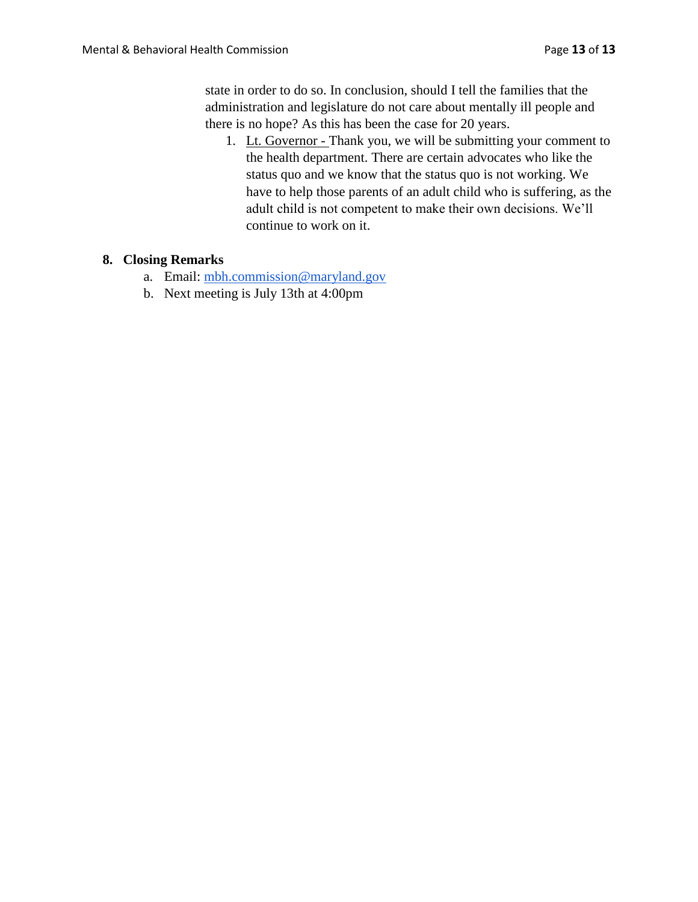state in order to do so. In conclusion, should I tell the families that the administration and legislature do not care about mentally ill people and there is no hope? As this has been the case for 20 years.

1. Lt. Governor - Thank you, we will be submitting your comment to the health department. There are certain advocates who like the status quo and we know that the status quo is not working. We have to help those parents of an adult child who is suffering, as the adult child is not competent to make their own decisions. We'll continue to work on it.

**8. Closing Remarks**

a. Email: mbh.commission@maryland.gov
b. Next meeting is July 13th at 4:00pm